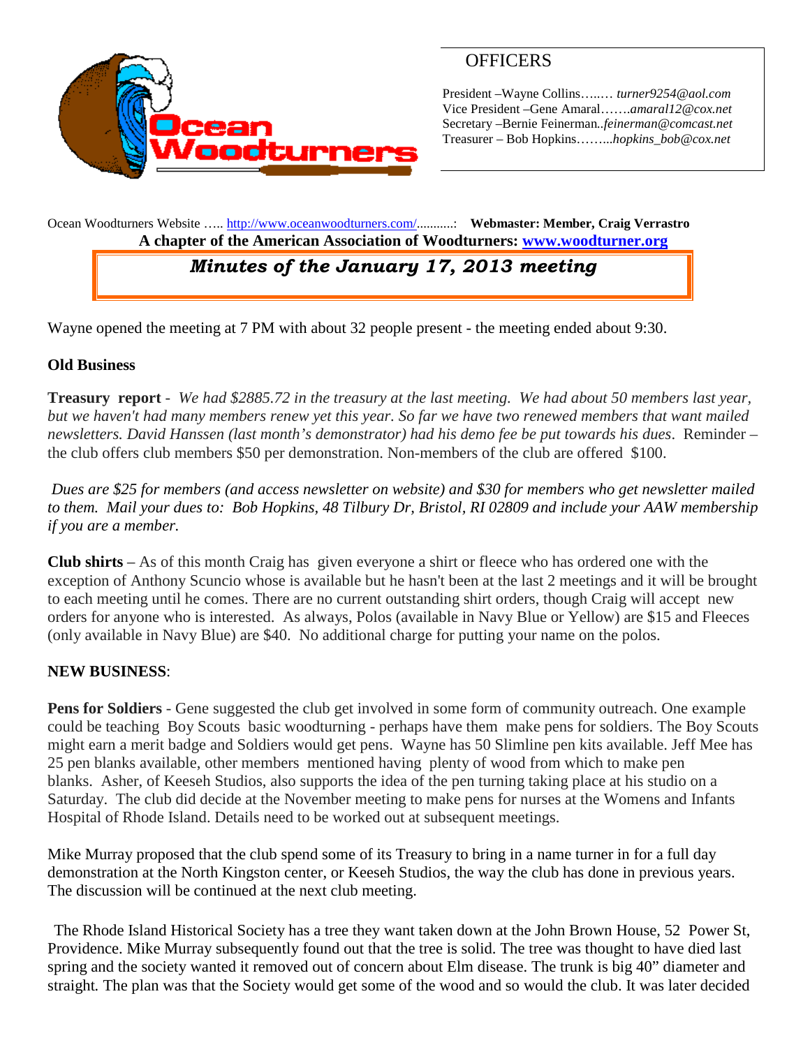Ocean Woodturners

## OFFICERS

President –Wayne Collins…..… *turner9254@aol.com*
Vice President –Gene Amaral…….*amaral12@cox.net*
Secretary –Bernie Feinerman..*feinerman@comcast.net*
Treasurer – Bob Hopkins……...*hopkins_bob@cox.net*

Ocean Woodturners Website ….. http://www.oceanwoodturners.com/..........: **Webmaster: Member, Craig Verrastro**

**A chapter of the American Association of Woodturners: www.woodturner.org**

# *Minutes of the January 17, 2013 meeting*

Wayne opened the meeting at 7 PM with about 32 people present - the meeting ended about 9:30.

**Old Business**

**Treasury report** - *We had $2885.72 in the treasury at the last meeting. We had about 50 members last year, but we haven't had many members renew yet this year. So far we have two renewed members that want mailed newsletters. David Hanssen (last month's demonstrator) had his demo fee be put towards his dues*. Reminder – the club offers club members $50 per demonstration. Non-members of the club are offered $100.

*Dues are $25 for members (and access newsletter on website) and $30 for members who get newsletter mailed to them. Mail your dues to: Bob Hopkins, 48 Tilbury Dr, Bristol, RI 02809 and include your AAW membership if you are a member.*

**Club shirts** – As of this month Craig has given everyone a shirt or fleece who has ordered one with the exception of Anthony Scuncio whose is available but he hasn't been at the last 2 meetings and it will be brought to each meeting until he comes. There are no current outstanding shirt orders, though Craig will accept new orders for anyone who is interested. As always, Polos (available in Navy Blue or Yellow) are $15 and Fleeces (only available in Navy Blue) are $40. No additional charge for putting your name on the polos.

**NEW BUSINESS**:

**Pens for Soldiers** - Gene suggested the club get involved in some form of community outreach. One example could be teaching Boy Scouts basic woodturning - perhaps have them make pens for soldiers. The Boy Scouts might earn a merit badge and Soldiers would get pens. Wayne has 50 Slimline pen kits available. Jeff Mee has 25 pen blanks available, other members mentioned having plenty of wood from which to make pen blanks. Asher, of Keeseh Studios, also supports the idea of the pen turning taking place at his studio on a Saturday. The club did decide at the November meeting to make pens for nurses at the Womens and Infants Hospital of Rhode Island. Details need to be worked out at subsequent meetings.

Mike Murray proposed that the club spend some of its Treasury to bring in a name turner in for a full day demonstration at the North Kingston center, or Keeseh Studios, the way the club has done in previous years. The discussion will be continued at the next club meeting.

The Rhode Island Historical Society has a tree they want taken down at the John Brown House, 52 Power St, Providence. Mike Murray subsequently found out that the tree is solid. The tree was thought to have died last spring and the society wanted it removed out of concern about Elm disease. The trunk is big 40" diameter and straight. The plan was that the Society would get some of the wood and so would the club. It was later decided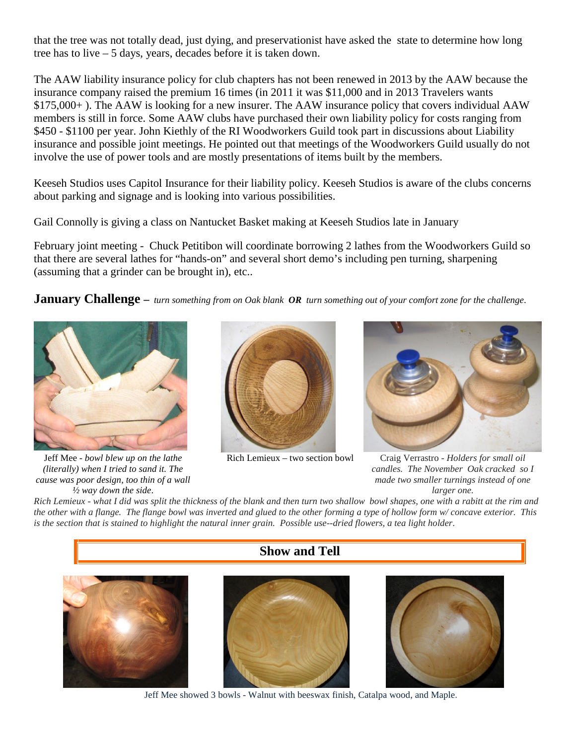that the tree was not totally dead, just dying, and preservationist have asked the state to determine how long tree has to live – 5 days, years, decades before it is taken down.

The AAW liability insurance policy for club chapters has not been renewed in 2013 by the AAW because the insurance company raised the premium 16 times (in 2011 it was $11,000 and in 2013 Travelers wants $175,000+ ). The AAW is looking for a new insurer. The AAW insurance policy that covers individual AAW members is still in force. Some AAW clubs have purchased their own liability policy for costs ranging from $450 - $1100 per year. John Kiethly of the RI Woodworkers Guild took part in discussions about Liability insurance and possible joint meetings. He pointed out that meetings of the Woodworkers Guild usually do not involve the use of power tools and are mostly presentations of items built by the members.

Keeseh Studios uses Capitol Insurance for their liability policy. Keeseh Studios is aware of the clubs concerns about parking and signage and is looking into various possibilities.

Gail Connolly is giving a class on Nantucket Basket making at Keeseh Studios late in January

February joint meeting - Chuck Petitibon will coordinate borrowing 2 lathes from the Woodworkers Guild so that there are several lathes for "hands-on" and several short demo's including pen turning, sharpening (assuming that a grinder can be brought in), etc..

**January Challenge –** *turn something from on Oak blank* ***OR*** *turn something out of your comfort zone for the challenge*.

Jeff Mee - *bowl blew up on the lathe (literally) when I tried to sand it. The cause was poor design, too thin of a wall ½ way down the side*.

Rich Lemieux – two section bowl

Craig Verrastro - *Holders for small oil candles. The November Oak cracked so I made two smaller turnings instead of one larger one.*

*Rich Lemieux - what I did was split the thickness of the blank and then turn two shallow bowl shapes, one with a rabitt at the rim and the other with a flange. The flange bowl was inverted and glued to the other forming a type of hollow form w/ concave exterior. This is the section that is stained to highlight the natural inner grain. Possible use--dried flowers, a tea light holder*.

## Show and Tell

Jeff Mee showed 3 bowls - Walnut with beeswax finish, Catalpa wood, and Maple.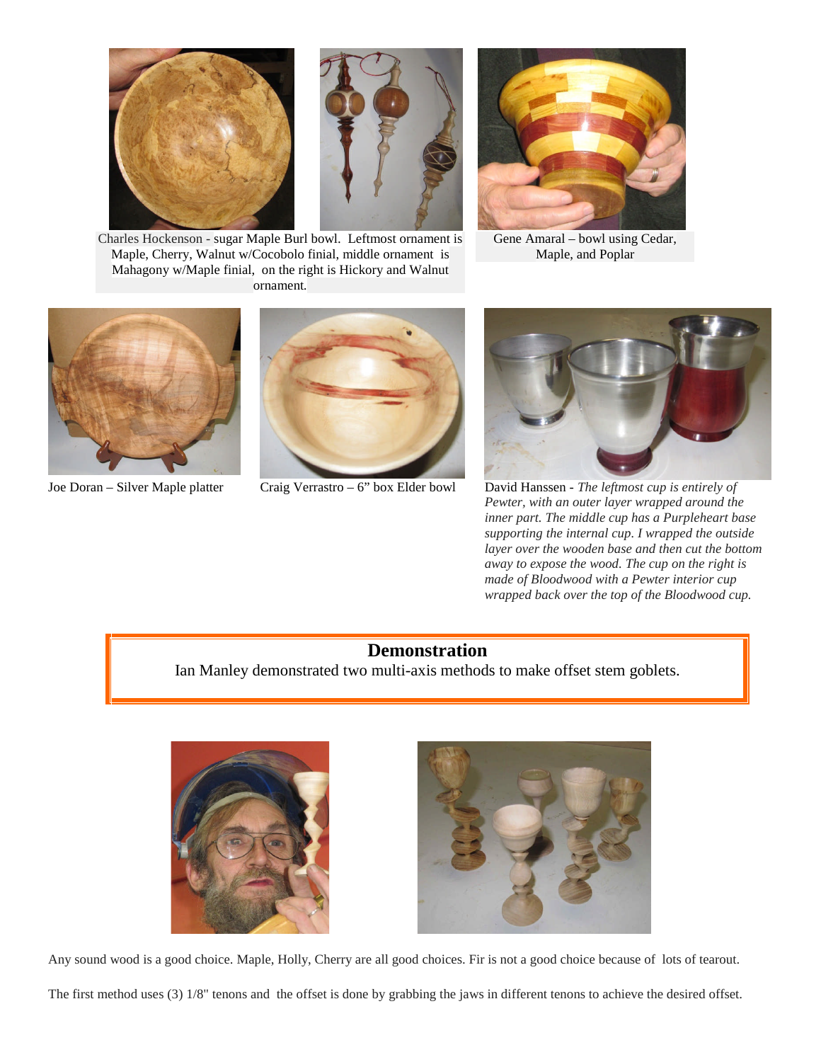Charles Hockenson - sugar Maple Burl bowl. Leftmost ornament is Maple, Cherry, Walnut w/Cocobolo finial, middle ornament is Mahagony w/Maple finial, on the right is Hickory and Walnut ornament.

Gene Amaral – bowl using Cedar, Maple, and Poplar

Joe Doran – Silver Maple platter

Craig Verrastro – 6" box Elder bowl

David Hanssen - *The leftmost cup is entirely of Pewter, with an outer layer wrapped around the inner part. The middle cup has a Purpleheart base supporting the internal cup. I wrapped the outside layer over the wooden base and then cut the bottom away to expose the wood. The cup on the right is made of Bloodwood with a Pewter interior cup wrapped back over the top of the Bloodwood cup.*

## Demonstration

Ian Manley demonstrated two multi-axis methods to make offset stem goblets.

Any sound wood is a good choice. Maple, Holly, Cherry are all good choices. Fir is not a good choice because of lots of tearout.

The first method uses (3) 1/8" tenons and the offset is done by grabbing the jaws in different tenons to achieve the desired offset.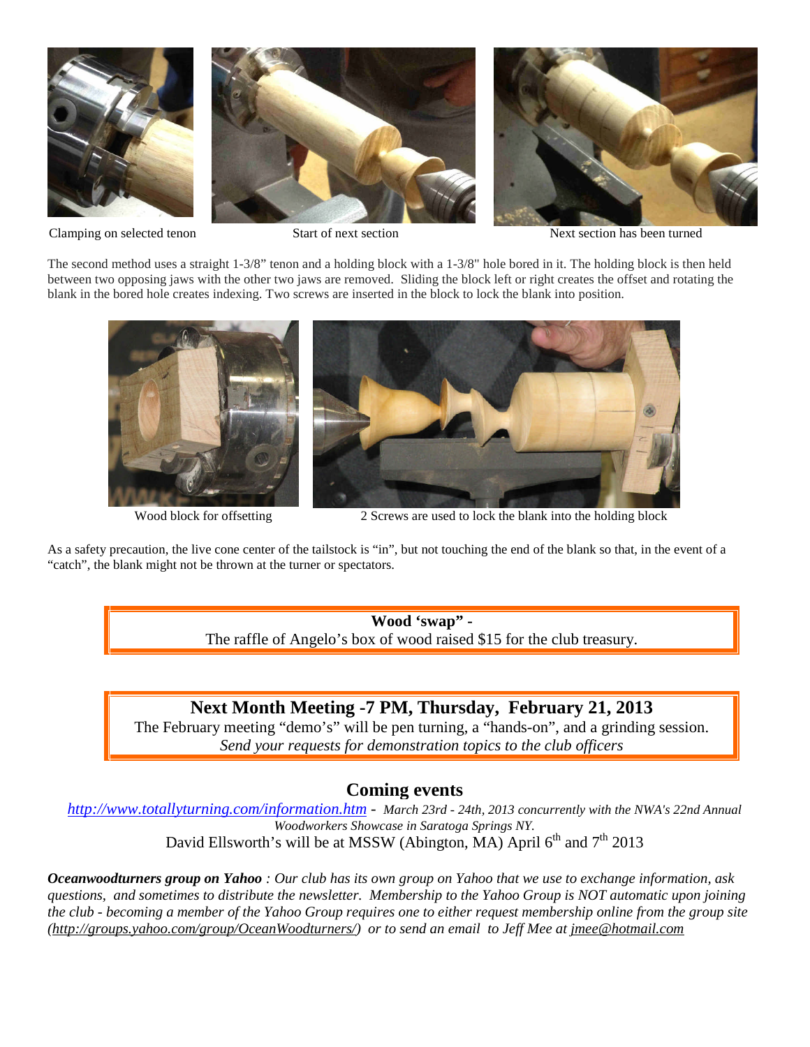Clamping on selected tenon

Start of next section

Next section has been turned

The second method uses a straight 1-3/8" tenon and a holding block with a 1-3/8" hole bored in it. The holding block is then held between two opposing jaws with the other two jaws are removed. Sliding the block left or right creates the offset and rotating the blank in the bored hole creates indexing. Two screws are inserted in the block to lock the blank into position.

Wood block for offsetting

2 Screws are used to lock the blank into the holding block

As a safety precaution, the live cone center of the tailstock is "in", but not touching the end of the blank so that, in the event of a "catch", the blank might not be thrown at the turner or spectators.

**Wood 'swap" -**
The raffle of Angelo's box of wood raised $15 for the club treasury.

## Next Month Meeting -7 PM, Thursday, February 21, 2013

The February meeting "demo's" will be pen turning, a "hands-on", and a grinding session.
*Send your requests for demonstration topics to the club officers*

## Coming events

http://www.totallyturning.com/information.htm - *March 23rd - 24th, 2013 concurrently with the NWA's 22nd Annual Woodworkers Showcase in Saratoga Springs NY.*

David Ellsworth's will be at MSSW (Abington, MA) April 6th and 7th 2013

***Oceanwoodturners group on Yahoo** : Our club has its own group on Yahoo that we use to exchange information, ask questions, and sometimes to distribute the newsletter. Membership to the Yahoo Group is NOT automatic upon joining the club - becoming a member of the Yahoo Group requires one to either request membership online from the group site (http://groups.yahoo.com/group/OceanWoodturners/) or to send an email to Jeff Mee at jmee@hotmail.com*